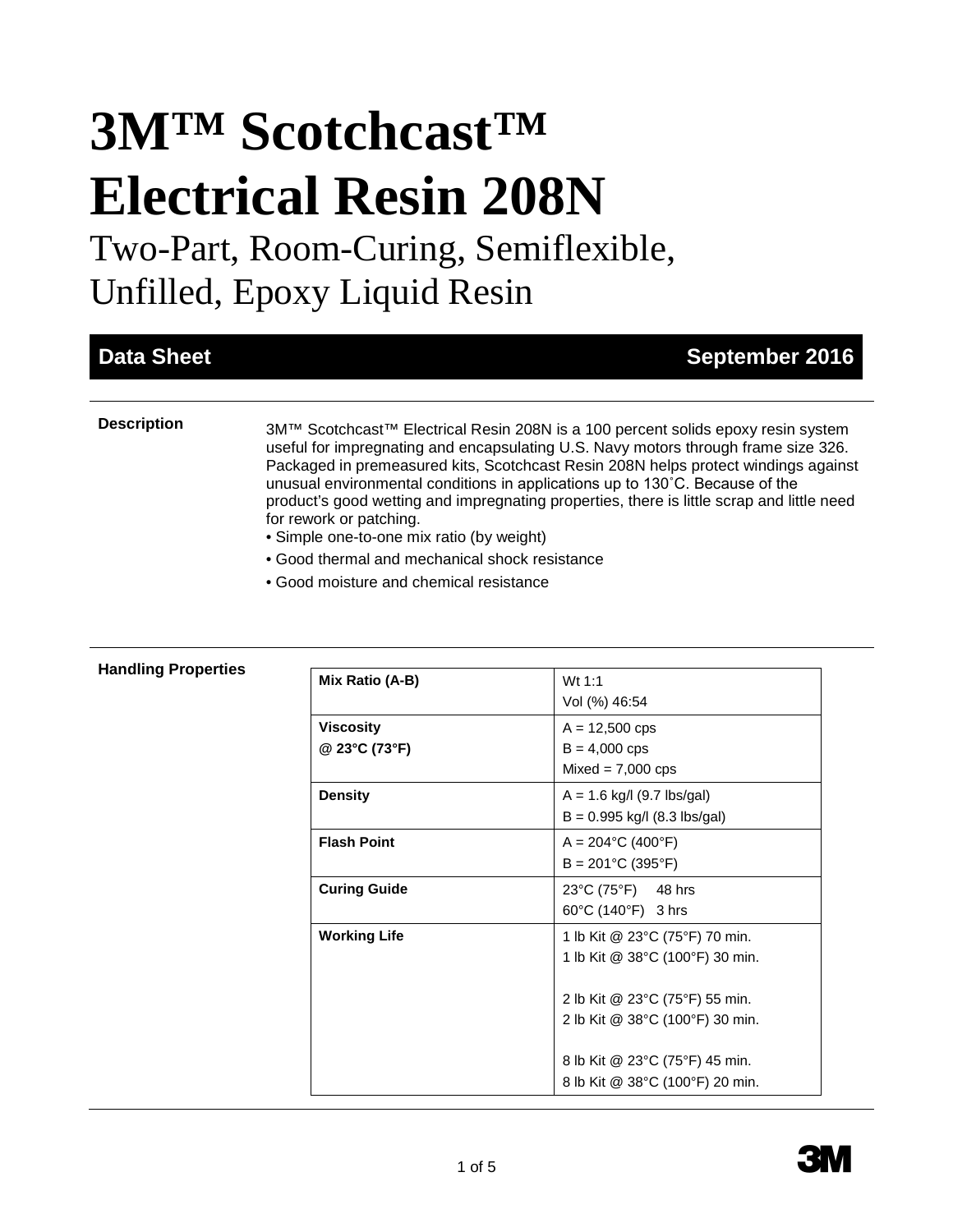# 3M™ Scotchcast™ Electrical Resin 208N

## Two-Part, Room-Curing, Semiflexible, Unfilled, Epoxy Liquid Resin

**Data Sheet** **September 2016**

---

**Description**

3M™ Scotchcast™ Electrical Resin 208N is a 100 percent solids epoxy resin system useful for impregnating and encapsulating U.S. Navy motors through frame size 326. Packaged in premeasured kits, Scotchcast Resin 208N helps protect windings against unusual environmental conditions in applications up to 130˚C. Because of the product's good wetting and impregnating properties, there is little scrap and little need for rework or patching.

- Simple one-to-one mix ratio (by weight)
- Good thermal and mechanical shock resistance
- Good moisture and chemical resistance

---

**Handling Properties**

| Property | Value |
|---|---|
| **Mix Ratio (A-B)** | Wt 1:1<br>Vol (%) 46:54 |
| **Viscosity @ 23°C (73°F)** | A = 12,500 cps<br>B = 4,000 cps<br>Mixed = 7,000 cps |
| **Density** | A = 1.6 kg/l (9.7 lbs/gal)<br>B = 0.995 kg/l (8.3 lbs/gal) |
| **Flash Point** | A = 204°C (400°F)<br>B = 201°C (395°F) |
| **Curing Guide** | 23°C (75°F) 48 hrs<br>60°C (140°F) 3 hrs |
| **Working Life** | 1 lb Kit @ 23°C (75°F) 70 min.<br>1 lb Kit @ 38°C (100°F) 30 min.<br><br>2 lb Kit @ 23°C (75°F) 55 min.<br>2 lb Kit @ 38°C (100°F) 30 min.<br><br>8 lb Kit @ 23°C (75°F) 45 min.<br>8 lb Kit @ 38°C (100°F) 20 min. |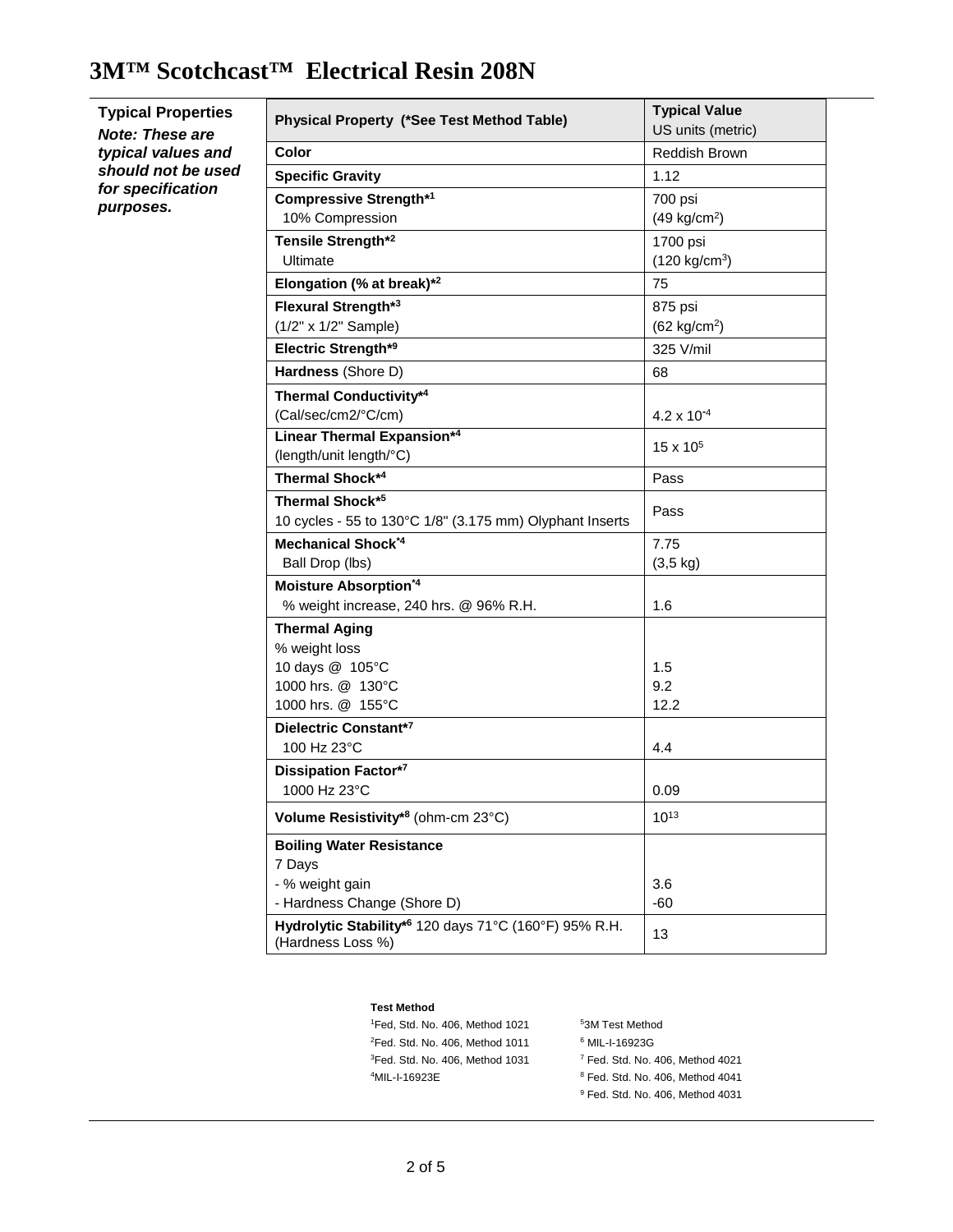# 3M™ Scotchcast™ Electrical Resin 208N

**Typical Properties**

***Note: These are typical values and should not be used for specification purposes.***

| Physical Property (*See Test Method Table) | Typical Value US units (metric) |
|---|---|
| **Color** | Reddish Brown |
| **Specific Gravity** | 1.12 |
| **Compressive Strength*[1]** 10% Compression | 700 psi (49 kg/cm$^2$) |
| **Tensile Strength*[2]** Ultimate | 1700 psi (120 kg/cm$^3$) |
| **Elongation (% at break)*[2]** | 75 |
| **Flexural Strength*[3]** (1/2" x 1/2" Sample) | 875 psi (62 kg/cm$^2$) |
| **Electric Strength*[9]** | 325 V/mil |
| **Hardness** (Shore D) | 68 |
| **Thermal Conductivity*[4]** (Cal/sec/cm2/°C/cm) | $4.2 \times 10^{-4}$ |
| **Linear Thermal Expansion*[4]** (length/unit length/°C) | $15 \times 10^{5}$ |
| **Thermal Shock*[4]** | Pass |
| **Thermal Shock*[5]** 10 cycles - 55 to 130°C 1/8" (3.175 mm) Olyphant Inserts | Pass |
| **Mechanical Shock*[4]** Ball Drop (lbs) | 7.75 (3,5 kg) |
| **Moisture Absorption*[4]** % weight increase, 240 hrs. @ 96% R.H. | 1.6 |
| **Thermal Aging** % weight loss | |
| 10 days @ 105°C | 1.5 |
| 1000 hrs. @ 130°C | 9.2 |
| 1000 hrs. @ 155°C | 12.2 |
| **Dielectric Constant*[7]** 100 Hz 23°C | 4.4 |
| **Dissipation Factor*[7]** 1000 Hz 23°C | 0.09 |
| **Volume Resistivity*[8]** (ohm-cm 23°C) | $10^{13}$ |
| **Boiling Water Resistance** 7 Days | |
| - % weight gain | 3.6 |
| - Hardness Change (Shore D) | -60 |
| **Hydrolytic Stability*[6]** 120 days 71°C (160°F) 95% R.H. (Hardness Loss %) | 13 |

**Test Method**

[1] Fed, Std. No. 406, Method 1021
[2] Fed. Std. No. 406, Method 1011
[3] Fed. Std. No. 406, Method 1031
[4] MIL-I-16923E
[5] 3M Test Method
[6] MIL-I-16923G
[7] Fed. Std. No. 406, Method 4021
[8] Fed. Std. No. 406, Method 4041
[9] Fed. Std. No. 406, Method 4031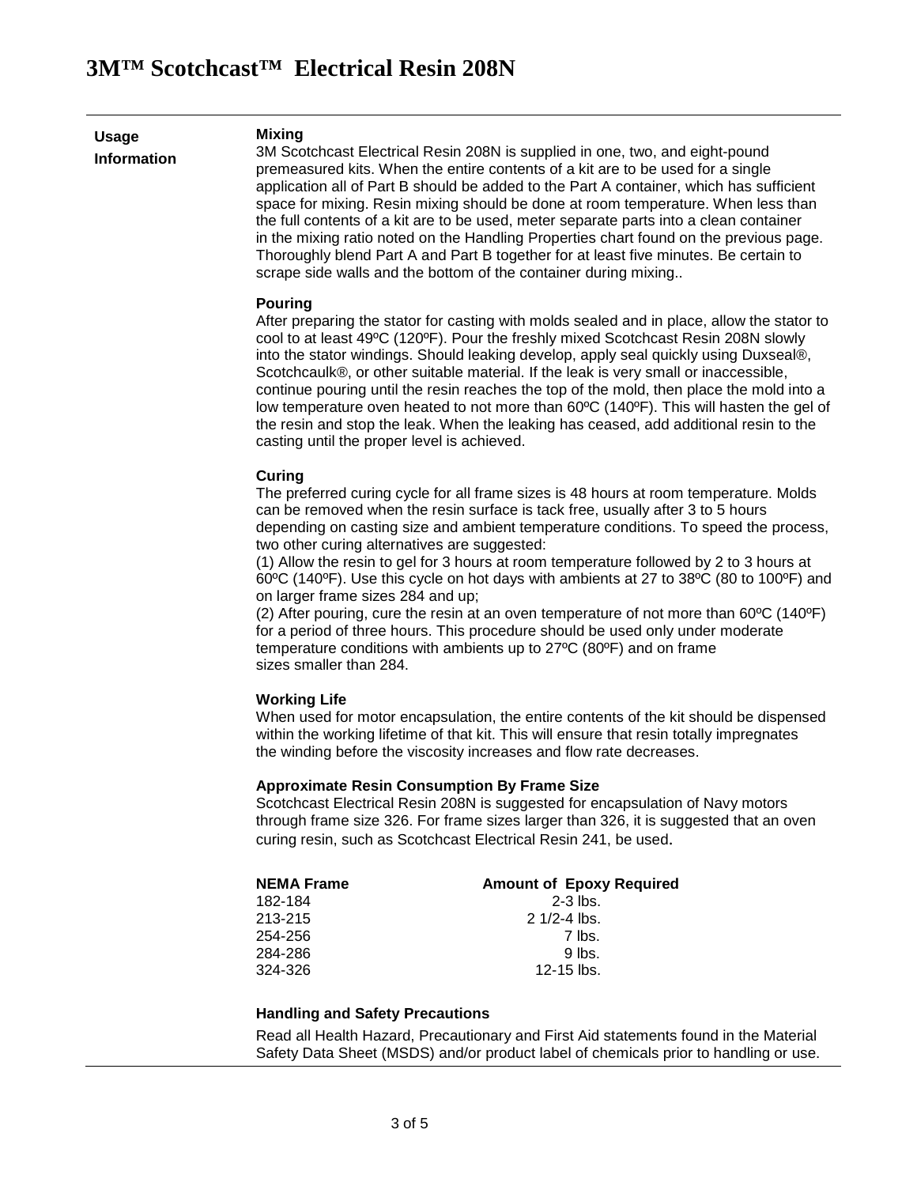# 3M™ Scotchcast™ Electrical Resin 208N

## Usage Information

### Mixing

3M Scotchcast Electrical Resin 208N is supplied in one, two, and eight-pound premeasured kits. When the entire contents of a kit are to be used for a single application all of Part B should be added to the Part A container, which has sufficient space for mixing. Resin mixing should be done at room temperature. When less than the full contents of a kit are to be used, meter separate parts into a clean container in the mixing ratio noted on the Handling Properties chart found on the previous page. Thoroughly blend Part A and Part B together for at least five minutes. Be certain to scrape side walls and the bottom of the container during mixing..

### Pouring

After preparing the stator for casting with molds sealed and in place, allow the stator to cool to at least 49ºC (120ºF). Pour the freshly mixed Scotchcast Resin 208N slowly into the stator windings. Should leaking develop, apply seal quickly using Duxseal®, Scotchcaulk®, or other suitable material. If the leak is very small or inaccessible, continue pouring until the resin reaches the top of the mold, then place the mold into a low temperature oven heated to not more than 60ºC (140ºF). This will hasten the gel of the resin and stop the leak. When the leaking has ceased, add additional resin to the casting until the proper level is achieved.

### Curing

The preferred curing cycle for all frame sizes is 48 hours at room temperature. Molds can be removed when the resin surface is tack free, usually after 3 to 5 hours depending on casting size and ambient temperature conditions. To speed the process, two other curing alternatives are suggested:

(1) Allow the resin to gel for 3 hours at room temperature followed by 2 to 3 hours at 60ºC (140ºF). Use this cycle on hot days with ambients at 27 to 38ºC (80 to 100ºF) and on larger frame sizes 284 and up;

(2) After pouring, cure the resin at an oven temperature of not more than 60ºC (140ºF) for a period of three hours. This procedure should be used only under moderate temperature conditions with ambients up to 27ºC (80ºF) and on frame sizes smaller than 284.

### Working Life

When used for motor encapsulation, the entire contents of the kit should be dispensed within the working lifetime of that kit. This will ensure that resin totally impregnates the winding before the viscosity increases and flow rate decreases.

### Approximate Resin Consumption By Frame Size

Scotchcast Electrical Resin 208N is suggested for encapsulation of Navy motors through frame size 326. For frame sizes larger than 326, it is suggested that an oven curing resin, such as Scotchcast Electrical Resin 241, be used.

| NEMA Frame | Amount of Epoxy Required |
|---|---|
| 182-184 | 2-3 lbs. |
| 213-215 | 2 1/2-4 lbs. |
| 254-256 | 7 lbs. |
| 284-286 | 9 lbs. |
| 324-326 | 12-15 lbs. |

### Handling and Safety Precautions

Read all Health Hazard, Precautionary and First Aid statements found in the Material Safety Data Sheet (MSDS) and/or product label of chemicals prior to handling or use.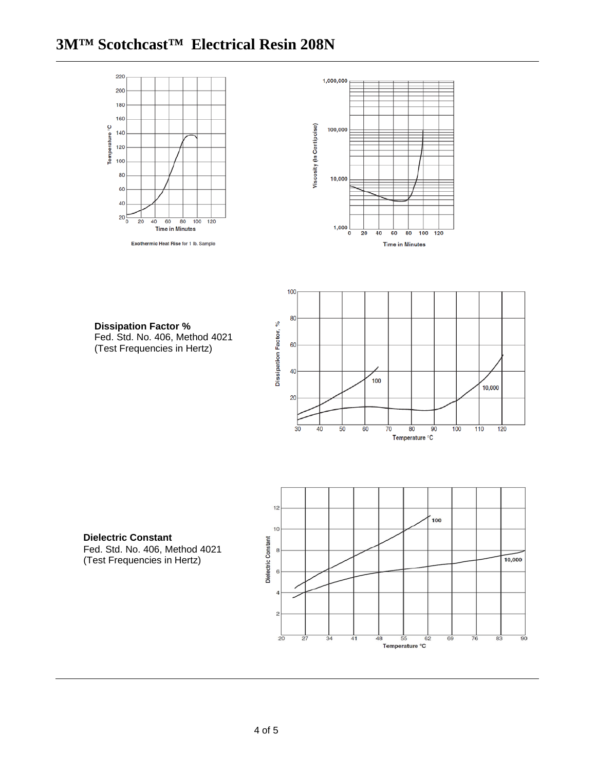# 3M™ Scotchcast™ Electrical Resin 208N

Exothermic Heat Rise for 1 lb. Sample

**Dissipation Factor %**
Fed. Std. No. 406, Method 4021
(Test Frequencies in Hertz)

**Dielectric Constant**
Fed. Std. No. 406, Method 4021
(Test Frequencies in Hertz)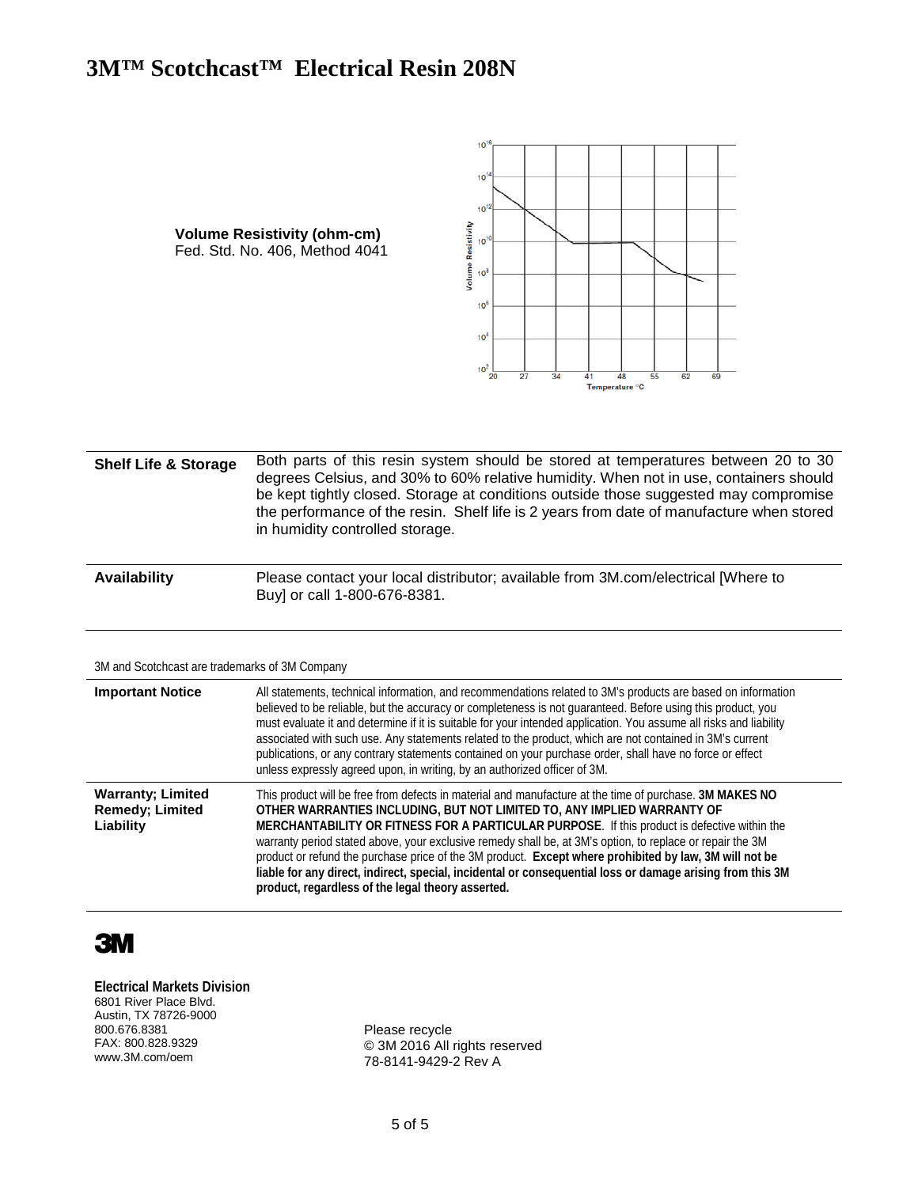# 3M™ Scotchcast™ Electrical Resin 208N

**Volume Resistivity (ohm-cm)**
Fed. Std. No. 406, Method 4041

Volume Resistivity

$10^{16}$
$10^{14}$
$10^{12}$
$10^{10}$
$10^{8}$
$10^{6}$
$10^{4}$
$10^{2}$

20 27 34 41 48 55 62 69

Temperature °C

| | |
|---|---|
| **Shelf Life & Storage** | Both parts of this resin system should be stored at temperatures between 20 to 30 degrees Celsius, and 30% to 60% relative humidity. When not in use, containers should be kept tightly closed. Storage at conditions outside those suggested may compromise the performance of the resin. Shelf life is 2 years from date of manufacture when stored in humidity controlled storage. |
| **Availability** | Please contact your local distributor; available from 3M.com/electrical [Where to Buy] or call 1-800-676-8381. |

3M and Scotchcast are trademarks of 3M Company

| | |
|---|---|
| **Important Notice** | All statements, technical information, and recommendations related to 3M's products are based on information believed to be reliable, but the accuracy or completeness is not guaranteed. Before using this product, you must evaluate it and determine if it is suitable for your intended application. You assume all risks and liability associated with such use. Any statements related to the product, which are not contained in 3M's current publications, or any contrary statements contained on your purchase order, shall have no force or effect unless expressly agreed upon, in writing, by an authorized officer of 3M. |
| **Warranty; Limited Remedy; Limited Liability** | This product will be free from defects in material and manufacture at the time of purchase. **3M MAKES NO OTHER WARRANTIES INCLUDING, BUT NOT LIMITED TO, ANY IMPLIED WARRANTY OF MERCHANTABILITY OR FITNESS FOR A PARTICULAR PURPOSE**. If this product is defective within the warranty period stated above, your exclusive remedy shall be, at 3M's option, to replace or repair the 3M product or refund the purchase price of the 3M product. **Except where prohibited by law, 3M will not be liable for any direct, indirect, special, incidental or consequential loss or damage arising from this 3M product, regardless of the legal theory asserted.** |

**3M**

**Electrical Markets Division**
6801 River Place Blvd.
Austin, TX 78726-9000
800.676.8381
FAX: 800.828.9329
www.3M.com/oem

Please recycle
© 3M 2016 All rights reserved
78-8141-9429-2 Rev A